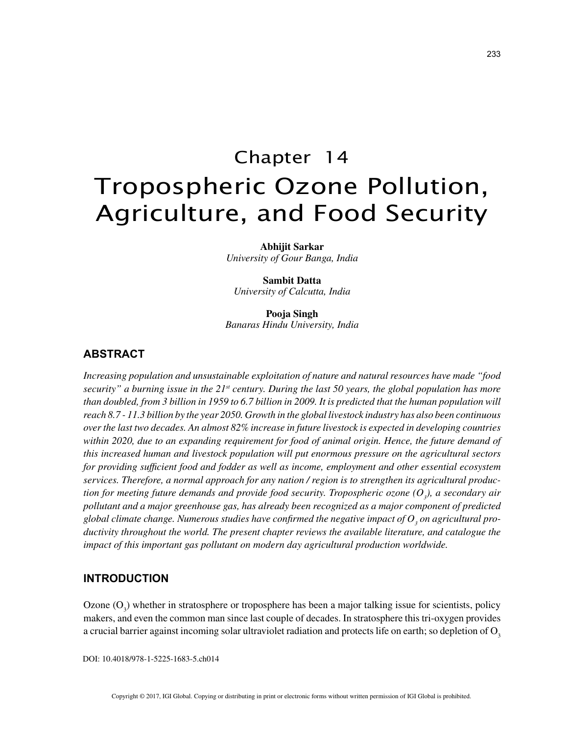# Chapter 14

# Tropospheric Ozone Pollution, Agriculture, and Food Security

**Abhijit Sarkar**
*University of Gour Banga, India*

**Sambit Datta**
*University of Calcutta, India*

**Pooja Singh**
*Banaras Hindu University, India*

## ABSTRACT

*Increasing population and unsustainable exploitation of nature and natural resources have made "food security" a burning issue in the 21st century. During the last 50 years, the global population has more than doubled, from 3 billion in 1959 to 6.7 billion in 2009. It is predicted that the human population will reach 8.7 - 11.3 billion by the year 2050. Growth in the global livestock industry has also been continuous over the last two decades. An almost 82% increase in future livestock is expected in developing countries within 2020, due to an expanding requirement for food of animal origin. Hence, the future demand of this increased human and livestock population will put enormous pressure on the agricultural sectors for providing sufficient food and fodder as well as income, employment and other essential ecosystem services. Therefore, a normal approach for any nation / region is to strengthen its agricultural production for meeting future demands and provide food security. Tropospheric ozone ($O_3$), a secondary air pollutant and a major greenhouse gas, has already been recognized as a major component of predicted global climate change. Numerous studies have confirmed the negative impact of $O_3$ on agricultural productivity throughout the world. The present chapter reviews the available literature, and catalogue the impact of this important gas pollutant on modern day agricultural production worldwide.*

## INTRODUCTION

Ozone ($O_3$) whether in stratosphere or troposphere has been a major talking issue for scientists, policy makers, and even the common man since last couple of decades. In stratosphere this tri-oxygen provides a crucial barrier against incoming solar ultraviolet radiation and protects life on earth; so depletion of $O_3$

DOI: 10.4018/978-1-5225-1683-5.ch014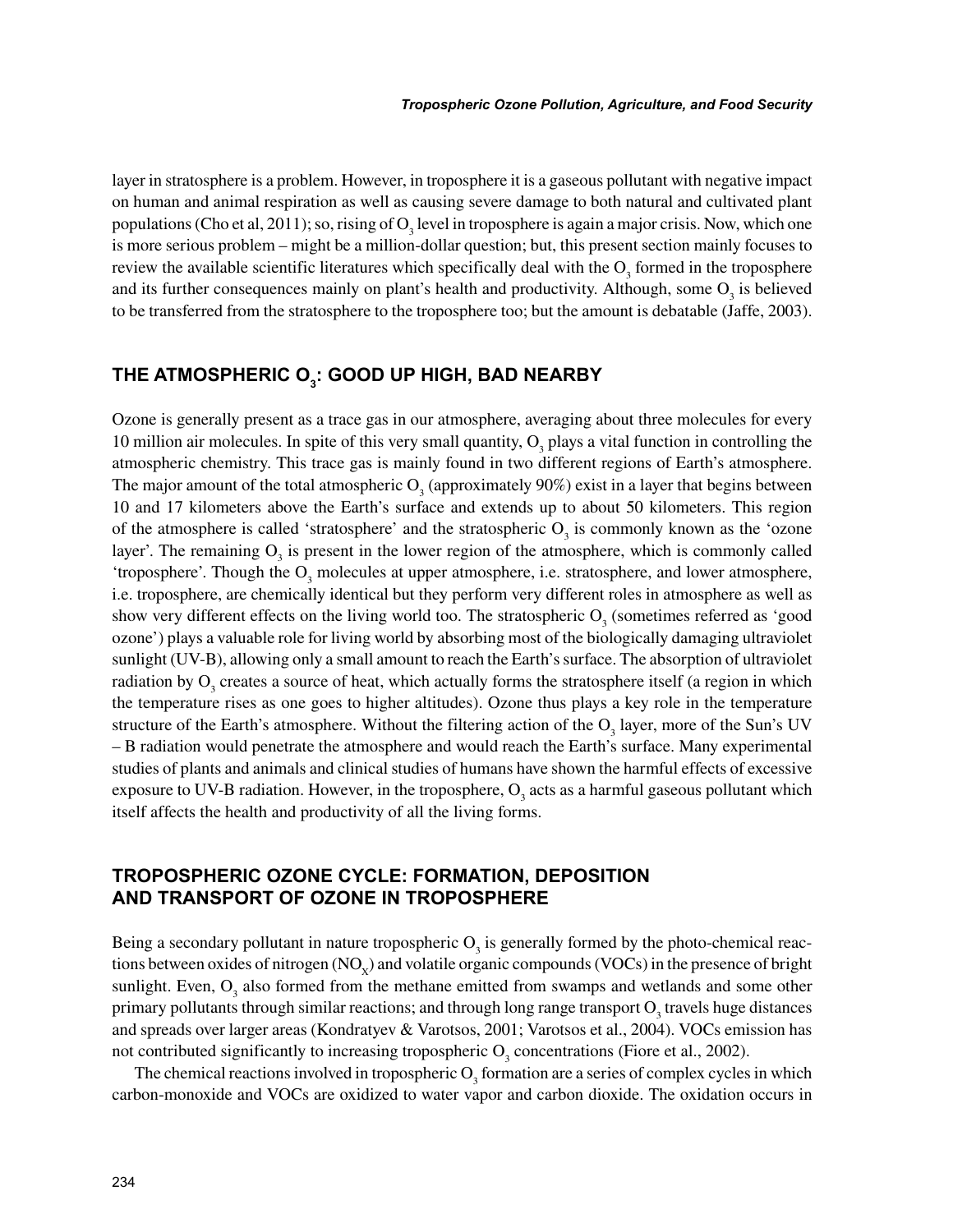layer in stratosphere is a problem. However, in troposphere it is a gaseous pollutant with negative impact on human and animal respiration as well as causing severe damage to both natural and cultivated plant populations (Cho et al, 2011); so, rising of $O_3$ level in troposphere is again a major crisis. Now, which one is more serious problem – might be a million-dollar question; but, this present section mainly focuses to review the available scientific literatures which specifically deal with the $O_3$ formed in the troposphere and its further consequences mainly on plant's health and productivity. Although, some $O_3$ is believed to be transferred from the stratosphere to the troposphere too; but the amount is debatable (Jaffe, 2003).

## THE ATMOSPHERIC $O_3$: GOOD UP HIGH, BAD NEARBY

Ozone is generally present as a trace gas in our atmosphere, averaging about three molecules for every 10 million air molecules. In spite of this very small quantity, $O_3$ plays a vital function in controlling the atmospheric chemistry. This trace gas is mainly found in two different regions of Earth's atmosphere. The major amount of the total atmospheric $O_3$ (approximately 90%) exist in a layer that begins between 10 and 17 kilometers above the Earth's surface and extends up to about 50 kilometers. This region of the atmosphere is called 'stratosphere' and the stratospheric $O_3$ is commonly known as the 'ozone layer'. The remaining $O_3$ is present in the lower region of the atmosphere, which is commonly called 'troposphere'. Though the $O_3$ molecules at upper atmosphere, i.e. stratosphere, and lower atmosphere, i.e. troposphere, are chemically identical but they perform very different roles in atmosphere as well as show very different effects on the living world too. The stratospheric $O_3$ (sometimes referred as 'good ozone') plays a valuable role for living world by absorbing most of the biologically damaging ultraviolet sunlight (UV-B), allowing only a small amount to reach the Earth's surface. The absorption of ultraviolet radiation by $O_3$ creates a source of heat, which actually forms the stratosphere itself (a region in which the temperature rises as one goes to higher altitudes). Ozone thus plays a key role in the temperature structure of the Earth's atmosphere. Without the filtering action of the $O_3$ layer, more of the Sun's UV – B radiation would penetrate the atmosphere and would reach the Earth's surface. Many experimental studies of plants and animals and clinical studies of humans have shown the harmful effects of excessive exposure to UV-B radiation. However, in the troposphere, $O_3$ acts as a harmful gaseous pollutant which itself affects the health and productivity of all the living forms.

## TROPOSPHERIC OZONE CYCLE: FORMATION, DEPOSITION AND TRANSPORT OF OZONE IN TROPOSPHERE

Being a secondary pollutant in nature tropospheric $O_3$ is generally formed by the photo-chemical reactions between oxides of nitrogen ($NO_X$) and volatile organic compounds (VOCs) in the presence of bright sunlight. Even, $O_3$ also formed from the methane emitted from swamps and wetlands and some other primary pollutants through similar reactions; and through long range transport $O_3$ travels huge distances and spreads over larger areas (Kondratyev & Varotsos, 2001; Varotsos et al., 2004). VOCs emission has not contributed significantly to increasing tropospheric $O_3$ concentrations (Fiore et al., 2002).

The chemical reactions involved in tropospheric $O_3$ formation are a series of complex cycles in which carbon-monoxide and VOCs are oxidized to water vapor and carbon dioxide. The oxidation occurs in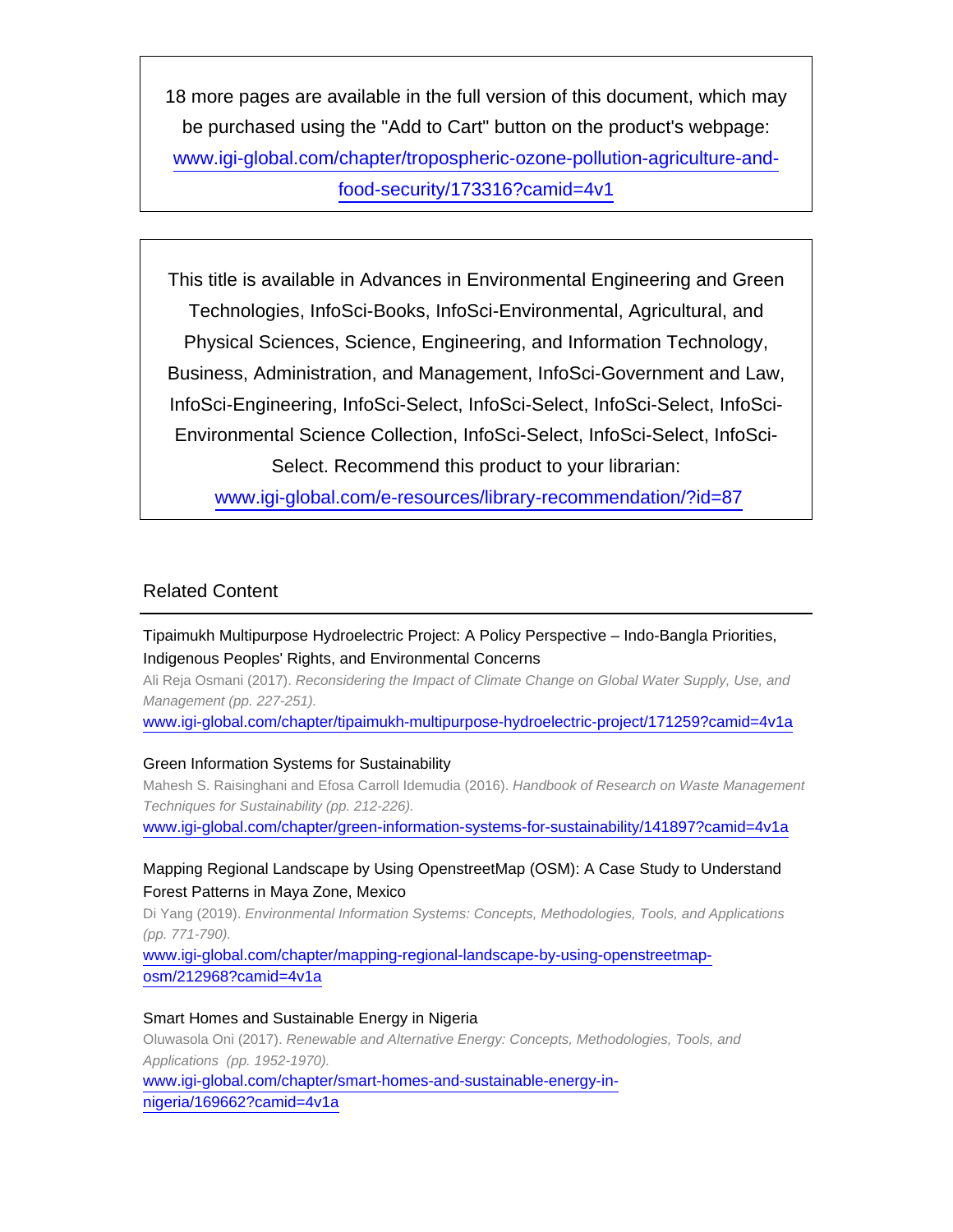18 more pages are available in the full version of this document, which may be purchased using the "Add to Cart" button on the product's webpage: www.igi-global.com/chapter/tropospheric-ozone-pollution-agriculture-and-food-security/173316?camid=4v1

This title is available in Advances in Environmental Engineering and Green Technologies, InfoSci-Books, InfoSci-Environmental, Agricultural, and Physical Sciences, Science, Engineering, and Information Technology, Business, Administration, and Management, InfoSci-Government and Law, InfoSci-Engineering, InfoSci-Select, InfoSci-Select, InfoSci-Select, InfoSci-Environmental Science Collection, InfoSci-Select, InfoSci-Select, InfoSci-Select. Recommend this product to your librarian: www.igi-global.com/e-resources/library-recommendation/?id=87

## Related Content

Tipaimukh Multipurpose Hydroelectric Project: A Policy Perspective – Indo-Bangla Priorities, Indigenous Peoples' Rights, and Environmental Concerns
Ali Reja Osmani (2017). *Reconsidering the Impact of Climate Change on Global Water Supply, Use, and Management (pp. 227-251).*
www.igi-global.com/chapter/tipaimukh-multipurpose-hydroelectric-project/171259?camid=4v1a

Green Information Systems for Sustainability
Mahesh S. Raisinghani and Efosa Carroll Idemudia (2016). *Handbook of Research on Waste Management Techniques for Sustainability (pp. 212-226).*
www.igi-global.com/chapter/green-information-systems-for-sustainability/141897?camid=4v1a

Mapping Regional Landscape by Using OpenstreetMap (OSM): A Case Study to Understand Forest Patterns in Maya Zone, Mexico
Di Yang (2019). *Environmental Information Systems: Concepts, Methodologies, Tools, and Applications (pp. 771-790).*
www.igi-global.com/chapter/mapping-regional-landscape-by-using-openstreetmap-osm/212968?camid=4v1a

Smart Homes and Sustainable Energy in Nigeria
Oluwasola Oni (2017). *Renewable and Alternative Energy: Concepts, Methodologies, Tools, and Applications (pp. 1952-1970).*
www.igi-global.com/chapter/smart-homes-and-sustainable-energy-in-nigeria/169662?camid=4v1a